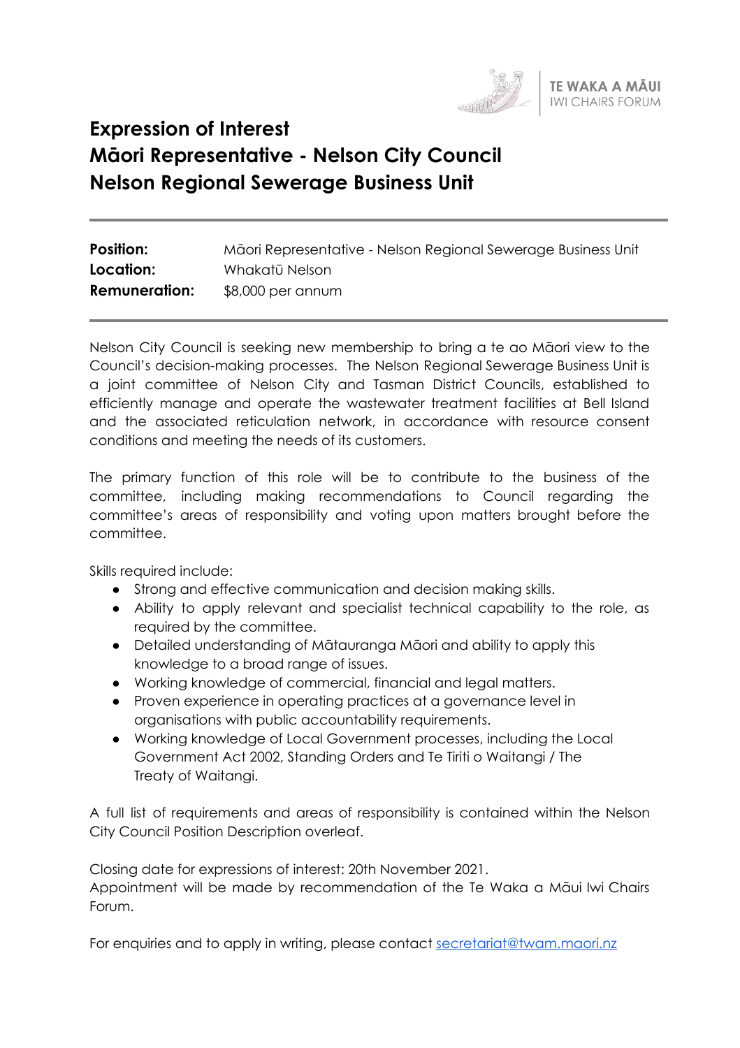TE WAKA A MĀUI
IWI CHAIRS FORUM

# Expression of Interest
# Māori Representative - Nelson City Council
# Nelson Regional Sewerage Business Unit

**Position:** Māori Representative - Nelson Regional Sewerage Business Unit
**Location:** Whakatū Nelson
**Remuneration:** $8,000 per annum

Nelson City Council is seeking new membership to bring a te ao Māori view to the Council's decision-making processes. The Nelson Regional Sewerage Business Unit is a joint committee of Nelson City and Tasman District Councils, established to efficiently manage and operate the wastewater treatment facilities at Bell Island and the associated reticulation network, in accordance with resource consent conditions and meeting the needs of its customers.

The primary function of this role will be to contribute to the business of the committee, including making recommendations to Council regarding the committee's areas of responsibility and voting upon matters brought before the committee.

Skills required include:

- Strong and effective communication and decision making skills.
- Ability to apply relevant and specialist technical capability to the role, as required by the committee.
- Detailed understanding of Mātauranga Māori and ability to apply this knowledge to a broad range of issues.
- Working knowledge of commercial, financial and legal matters.
- Proven experience in operating practices at a governance level in organisations with public accountability requirements.
- Working knowledge of Local Government processes, including the Local Government Act 2002, Standing Orders and Te Tiriti o Waitangi / The Treaty of Waitangi.

A full list of requirements and areas of responsibility is contained within the Nelson City Council Position Description overleaf.

Closing date for expressions of interest: 20th November 2021.
Appointment will be made by recommendation of the Te Waka a Māui Iwi Chairs Forum.

For enquiries and to apply in writing, please contact secretariat@twam.maori.nz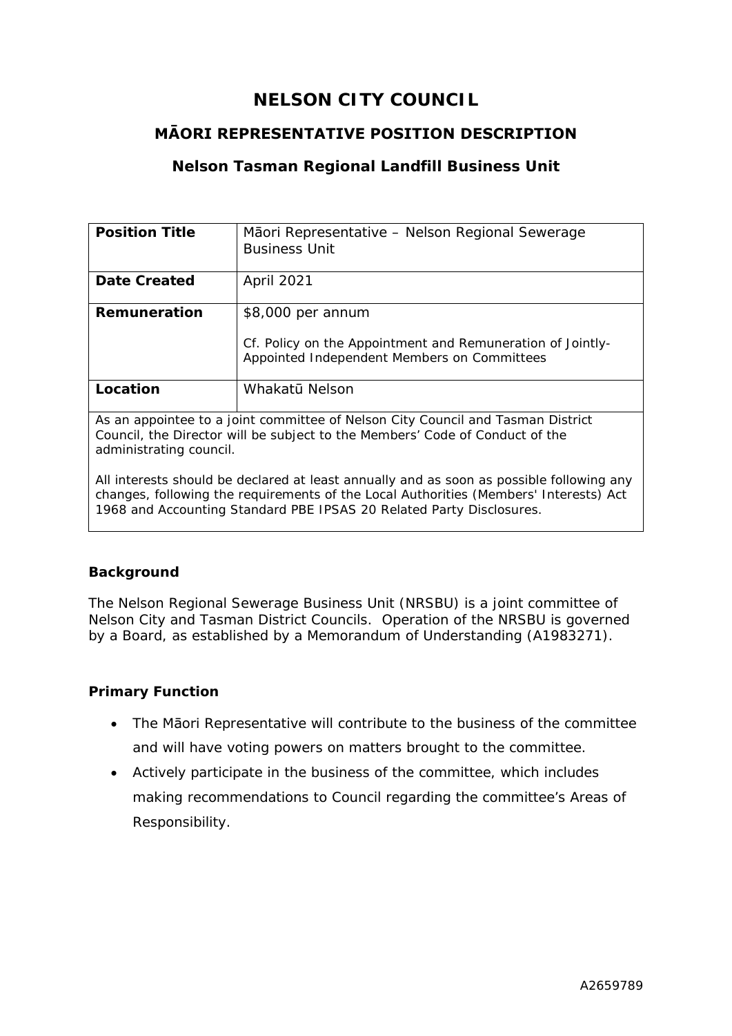# NELSON CITY COUNCIL

## MĀORI REPRESENTATIVE POSITION DESCRIPTION

### Nelson Tasman Regional Landfill Business Unit

| **Position Title** | Māori Representative – Nelson Regional Sewerage Business Unit |
|---|---|
| **Date Created** | April 2021 |
| **Remuneration** | $8,000 per annum<br><br>Cf. Policy on the Appointment and Remuneration of Jointly-Appointed Independent Members on Committees |
| **Location** | Whakatū Nelson |
| As an appointee to a joint committee of Nelson City Council and Tasman District Council, the Director will be subject to the Members' Code of Conduct of the administrating council.<br><br>All interests should be declared at least annually and as soon as possible following any changes, following the requirements of the Local Authorities (Members' Interests) Act 1968 and Accounting Standard PBE IPSAS 20 Related Party Disclosures. | |

**Background**

The Nelson Regional Sewerage Business Unit (NRSBU) is a joint committee of Nelson City and Tasman District Councils. Operation of the NRSBU is governed by a Board, as established by a Memorandum of Understanding (A1983271).

**Primary Function**

- The Māori Representative will contribute to the business of the committee and will have voting powers on matters brought to the committee.
- Actively participate in the business of the committee, which includes making recommendations to Council regarding the committee's Areas of Responsibility.

A2659789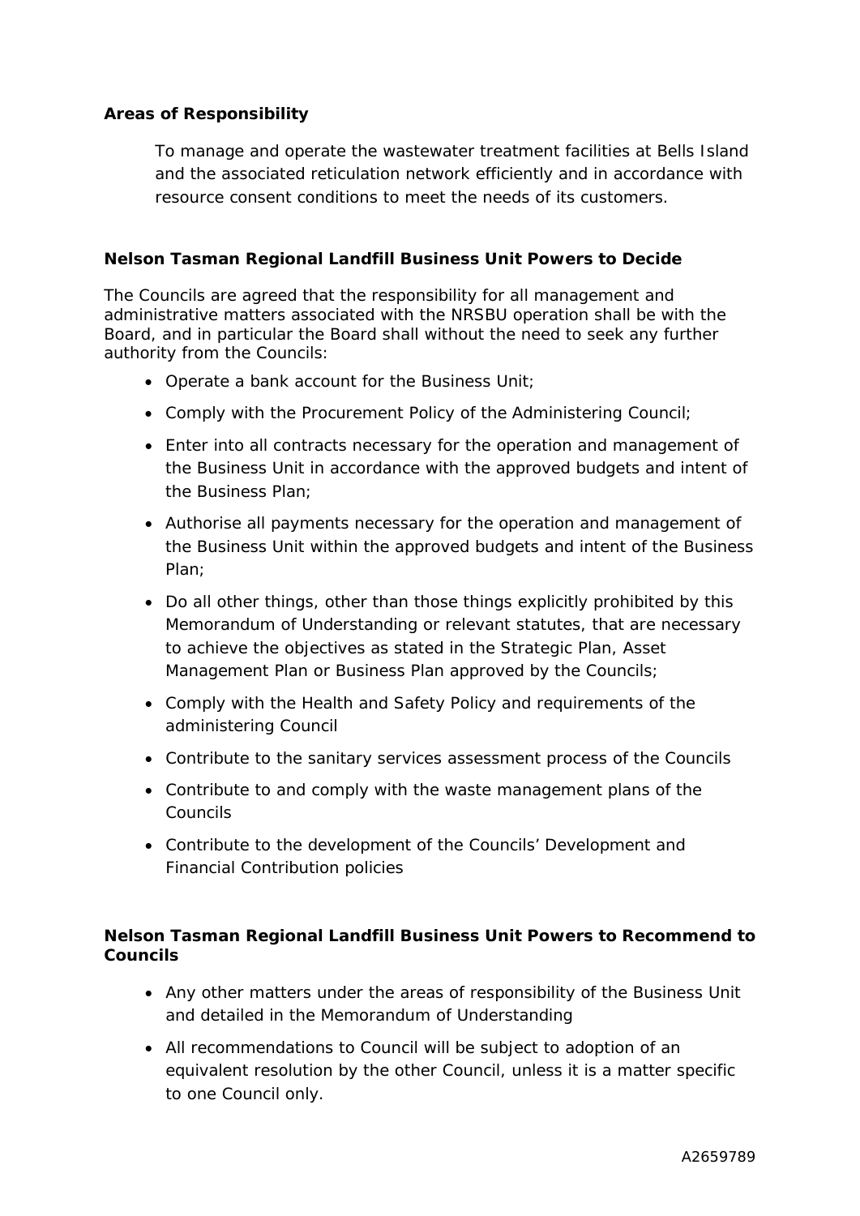**Areas of Responsibility**

To manage and operate the wastewater treatment facilities at Bells Island and the associated reticulation network efficiently and in accordance with resource consent conditions to meet the needs of its customers.

**Nelson Tasman Regional Landfill Business Unit Powers to Decide**

The Councils are agreed that the responsibility for all management and administrative matters associated with the NRSBU operation shall be with the Board, and in particular the Board shall without the need to seek any further authority from the Councils:

- Operate a bank account for the Business Unit;
- Comply with the Procurement Policy of the Administering Council;
- Enter into all contracts necessary for the operation and management of the Business Unit in accordance with the approved budgets and intent of the Business Plan;
- Authorise all payments necessary for the operation and management of the Business Unit within the approved budgets and intent of the Business Plan;
- Do all other things, other than those things explicitly prohibited by this Memorandum of Understanding or relevant statutes, that are necessary to achieve the objectives as stated in the Strategic Plan, Asset Management Plan or Business Plan approved by the Councils;
- Comply with the Health and Safety Policy and requirements of the administering Council
- Contribute to the sanitary services assessment process of the Councils
- Contribute to and comply with the waste management plans of the Councils
- Contribute to the development of the Councils' Development and Financial Contribution policies

**Nelson Tasman Regional Landfill Business Unit Powers to Recommend to Councils**

- Any other matters under the areas of responsibility of the Business Unit and detailed in the Memorandum of Understanding
- All recommendations to Council will be subject to adoption of an equivalent resolution by the other Council, unless it is a matter specific to one Council only.

A2659789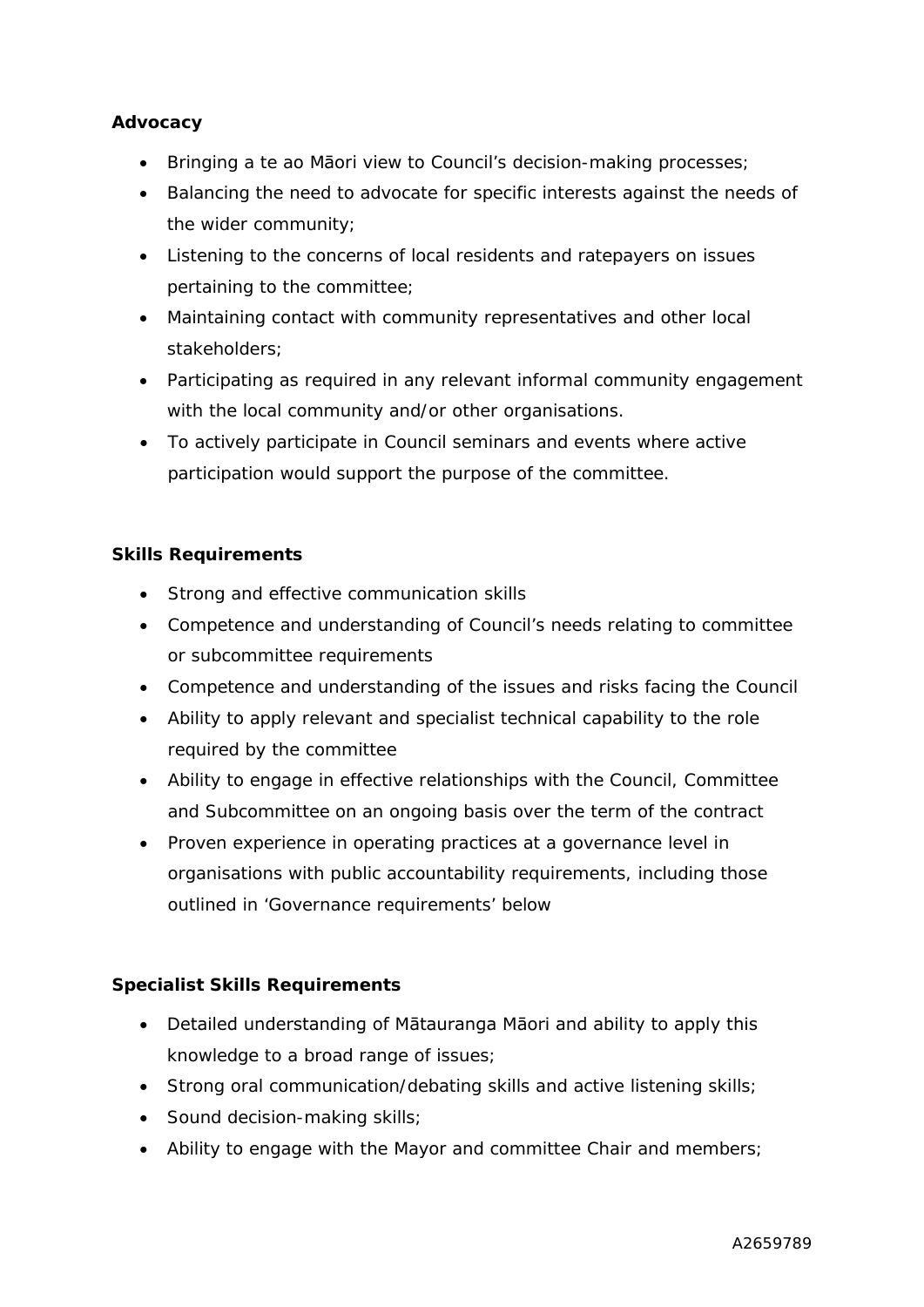**Advocacy**

- Bringing a te ao Māori view to Council's decision-making processes;
- Balancing the need to advocate for specific interests against the needs of the wider community;
- Listening to the concerns of local residents and ratepayers on issues pertaining to the committee;
- Maintaining contact with community representatives and other local stakeholders;
- Participating as required in any relevant informal community engagement with the local community and/or other organisations.
- To actively participate in Council seminars and events where active participation would support the purpose of the committee.

**Skills Requirements**

- Strong and effective communication skills
- Competence and understanding of Council's needs relating to committee or subcommittee requirements
- Competence and understanding of the issues and risks facing the Council
- Ability to apply relevant and specialist technical capability to the role required by the committee
- Ability to engage in effective relationships with the Council, Committee and Subcommittee on an ongoing basis over the term of the contract
- Proven experience in operating practices at a governance level in organisations with public accountability requirements, including those outlined in 'Governance requirements' below

**Specialist Skills Requirements**

- Detailed understanding of Mātauranga Māori and ability to apply this knowledge to a broad range of issues;
- Strong oral communication/debating skills and active listening skills;
- Sound decision-making skills;
- Ability to engage with the Mayor and committee Chair and members;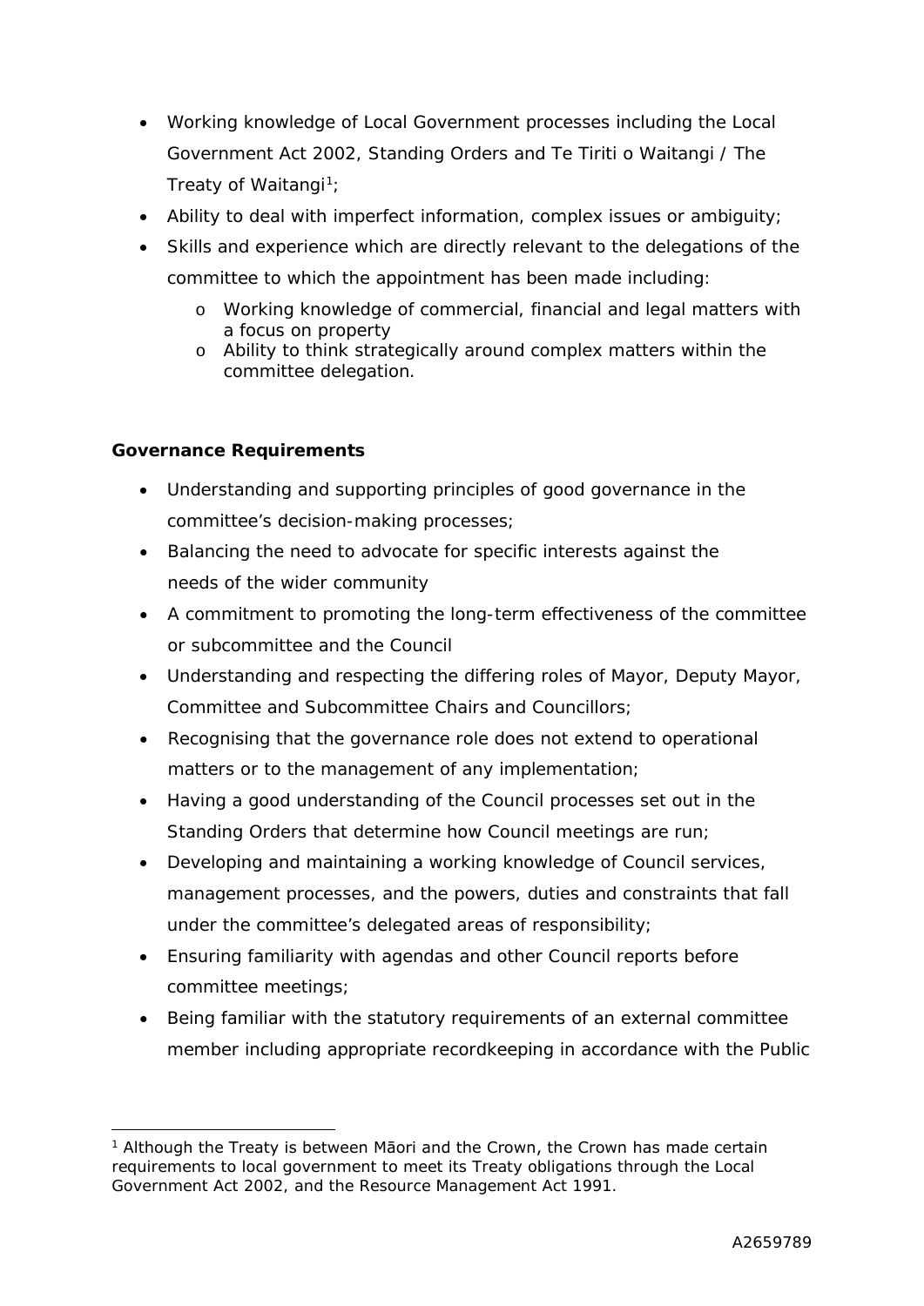- Working knowledge of Local Government processes including the Local Government Act 2002, Standing Orders and Te Tiriti o Waitangi / The Treaty of Waitangi[1];
- Ability to deal with imperfect information, complex issues or ambiguity;
- Skills and experience which are directly relevant to the delegations of the committee to which the appointment has been made including:
    - Working knowledge of commercial, financial and legal matters with a focus on property
    - Ability to think strategically around complex matters within the committee delegation.

**Governance Requirements**

- Understanding and supporting principles of good governance in the committee's decision-making processes;
- Balancing the need to advocate for specific interests against the needs of the wider community
- A commitment to promoting the long-term effectiveness of the committee or subcommittee and the Council
- Understanding and respecting the differing roles of Mayor, Deputy Mayor, Committee and Subcommittee Chairs and Councillors;
- Recognising that the governance role does not extend to operational matters or to the management of any implementation;
- Having a good understanding of the Council processes set out in the Standing Orders that determine how Council meetings are run;
- Developing and maintaining a working knowledge of Council services, management processes, and the powers, duties and constraints that fall under the committee's delegated areas of responsibility;
- Ensuring familiarity with agendas and other Council reports before committee meetings;
- Being familiar with the statutory requirements of an external committee member including appropriate recordkeeping in accordance with the Public

[1] Although the Treaty is between Māori and the Crown, the Crown has made certain requirements to local government to meet its Treaty obligations through the Local Government Act 2002, and the Resource Management Act 1991.

A2659789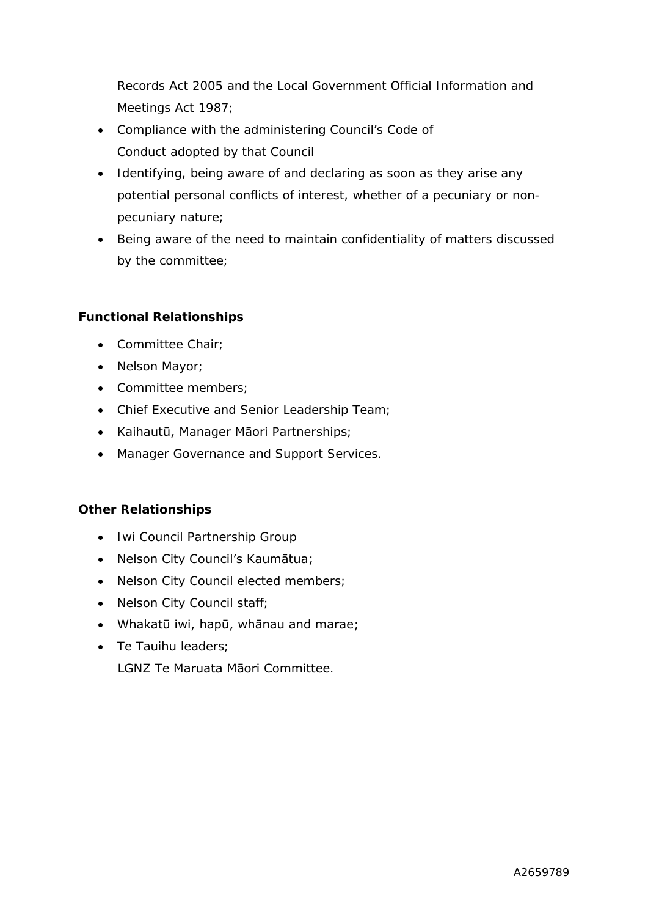Records Act 2005 and the Local Government Official Information and Meetings Act 1987;

- Compliance with the administering Council's Code of Conduct adopted by that Council
- Identifying, being aware of and declaring as soon as they arise any potential personal conflicts of interest, whether of a pecuniary or non-pecuniary nature;
- Being aware of the need to maintain confidentiality of matters discussed by the committee;

**Functional Relationships**

- Committee Chair;
- Nelson Mayor;
- Committee members;
- Chief Executive and Senior Leadership Team;
- Kaihautū, Manager Māori Partnerships;
- Manager Governance and Support Services.

**Other Relationships**

- Iwi Council Partnership Group
- Nelson City Council's Kaumātua;
- Nelson City Council elected members;
- Nelson City Council staff;
- Whakatū iwi, hapū, whānau and marae;
- Te Tauihu leaders;

  LGNZ Te Maruata Māori Committee.

A2659789